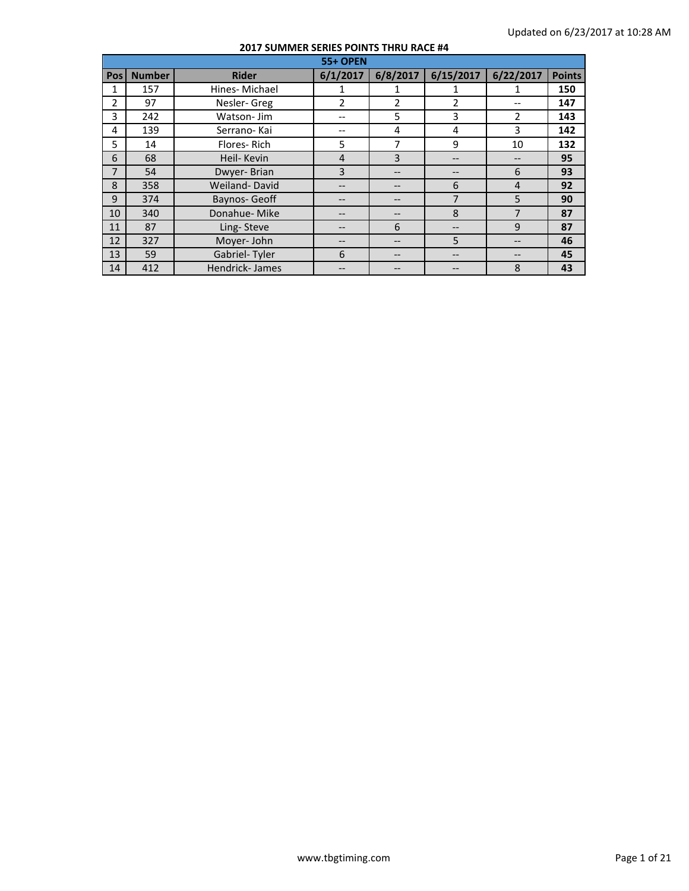Updated on 6/23/2017 at 10:28 AM

**2017 SUMMER SERIES POINTS THRU RACE #4**

| 55+ OPEN | | | | | | | |
|---|---|---|---|---|---|---|---|
| **Pos** | **Number** | **Rider** | **6/1/2017** | **6/8/2017** | **6/15/2017** | **6/22/2017** | **Points** |
| 1 | 157 | Hines- Michael | 1 | 1 | 1 | 1 | **150** |
| 2 | 97 | Nesler- Greg | 2 | 2 | 2 | -- | **147** |
| 3 | 242 | Watson- Jim | -- | 5 | 3 | 2 | **143** |
| 4 | 139 | Serrano- Kai | -- | 4 | 4 | 3 | **142** |
| 5 | 14 | Flores- Rich | 5 | 7 | 9 | 10 | **132** |
| 6 | 68 | Heil- Kevin | 4 | 3 | -- | -- | **95** |
| 7 | 54 | Dwyer- Brian | 3 | -- | -- | 6 | **93** |
| 8 | 358 | Weiland- David | -- | -- | 6 | 4 | **92** |
| 9 | 374 | Baynos- Geoff | -- | -- | 7 | 5 | **90** |
| 10 | 340 | Donahue- Mike | -- | -- | 8 | 7 | **87** |
| 11 | 87 | Ling- Steve | -- | 6 | -- | 9 | **87** |
| 12 | 327 | Moyer- John | -- | -- | 5 | -- | **46** |
| 13 | 59 | Gabriel- Tyler | 6 | -- | -- | -- | **45** |
| 14 | 412 | Hendrick- James | -- | -- | -- | 8 | **43** |

www.tbgtiming.com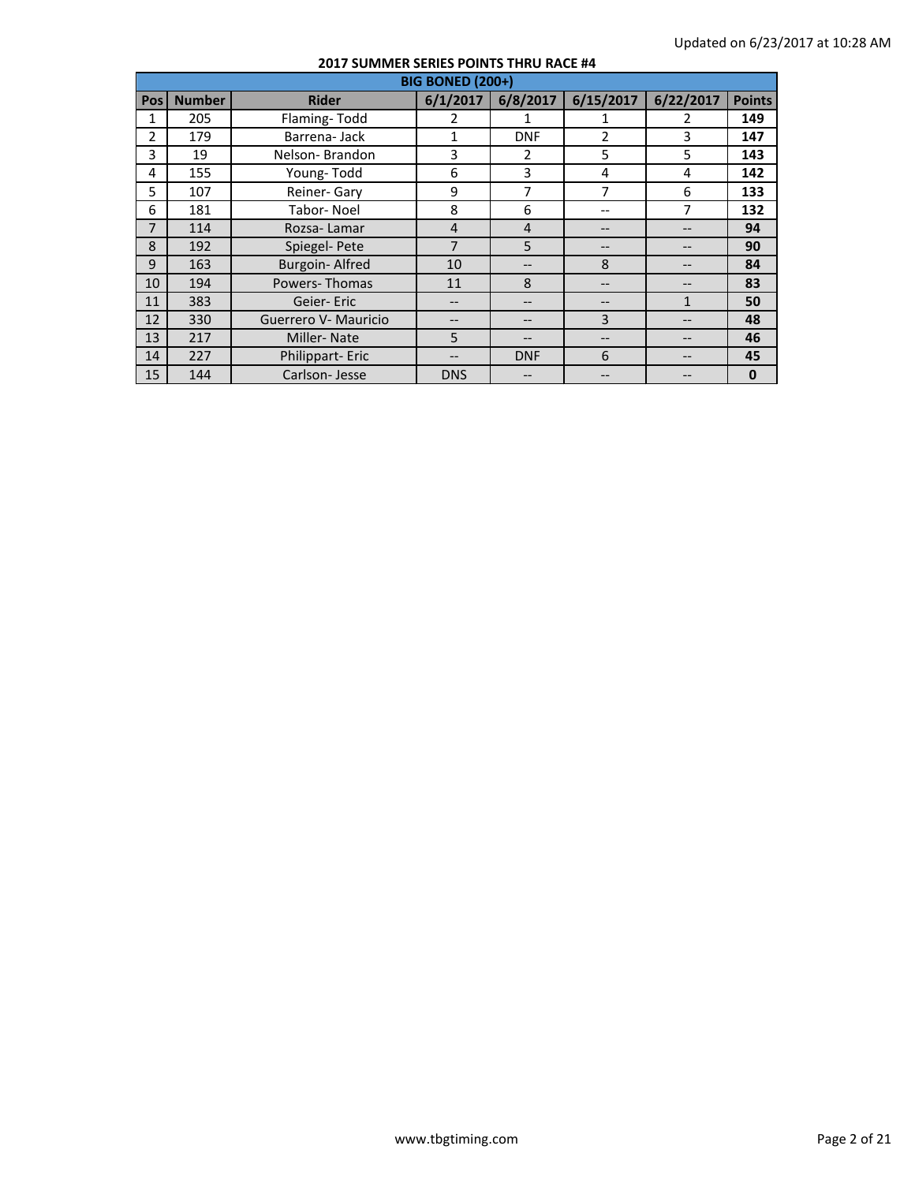Updated on 6/23/2017 at 10:28 AM

**2017 SUMMER SERIES POINTS THRU RACE #4**

| BIG BONED (200+) | | | | | | | |
|---|---|---|---|---|---|---|---|
| **Pos** | **Number** | **Rider** | **6/1/2017** | **6/8/2017** | **6/15/2017** | **6/22/2017** | **Points** |
| 1 | 205 | Flaming- Todd | 2 | 1 | 1 | 2 | **149** |
| 2 | 179 | Barrena- Jack | 1 | DNF | 2 | 3 | **147** |
| 3 | 19 | Nelson- Brandon | 3 | 2 | 5 | 5 | **143** |
| 4 | 155 | Young- Todd | 6 | 3 | 4 | 4 | **142** |
| 5 | 107 | Reiner- Gary | 9 | 7 | 7 | 6 | **133** |
| 6 | 181 | Tabor- Noel | 8 | 6 | -- | 7 | **132** |
| 7 | 114 | Rozsa- Lamar | 4 | 4 | -- | -- | **94** |
| 8 | 192 | Spiegel- Pete | 7 | 5 | -- | -- | **90** |
| 9 | 163 | Burgoin- Alfred | 10 | -- | 8 | -- | **84** |
| 10 | 194 | Powers- Thomas | 11 | 8 | -- | -- | **83** |
| 11 | 383 | Geier- Eric | -- | -- | -- | 1 | **50** |
| 12 | 330 | Guerrero V- Mauricio | -- | -- | 3 | -- | **48** |
| 13 | 217 | Miller- Nate | 5 | -- | -- | -- | **46** |
| 14 | 227 | Philippart- Eric | -- | DNF | 6 | -- | **45** |
| 15 | 144 | Carlson- Jesse | DNS | -- | -- | -- | **0** |

www.tbgtiming.com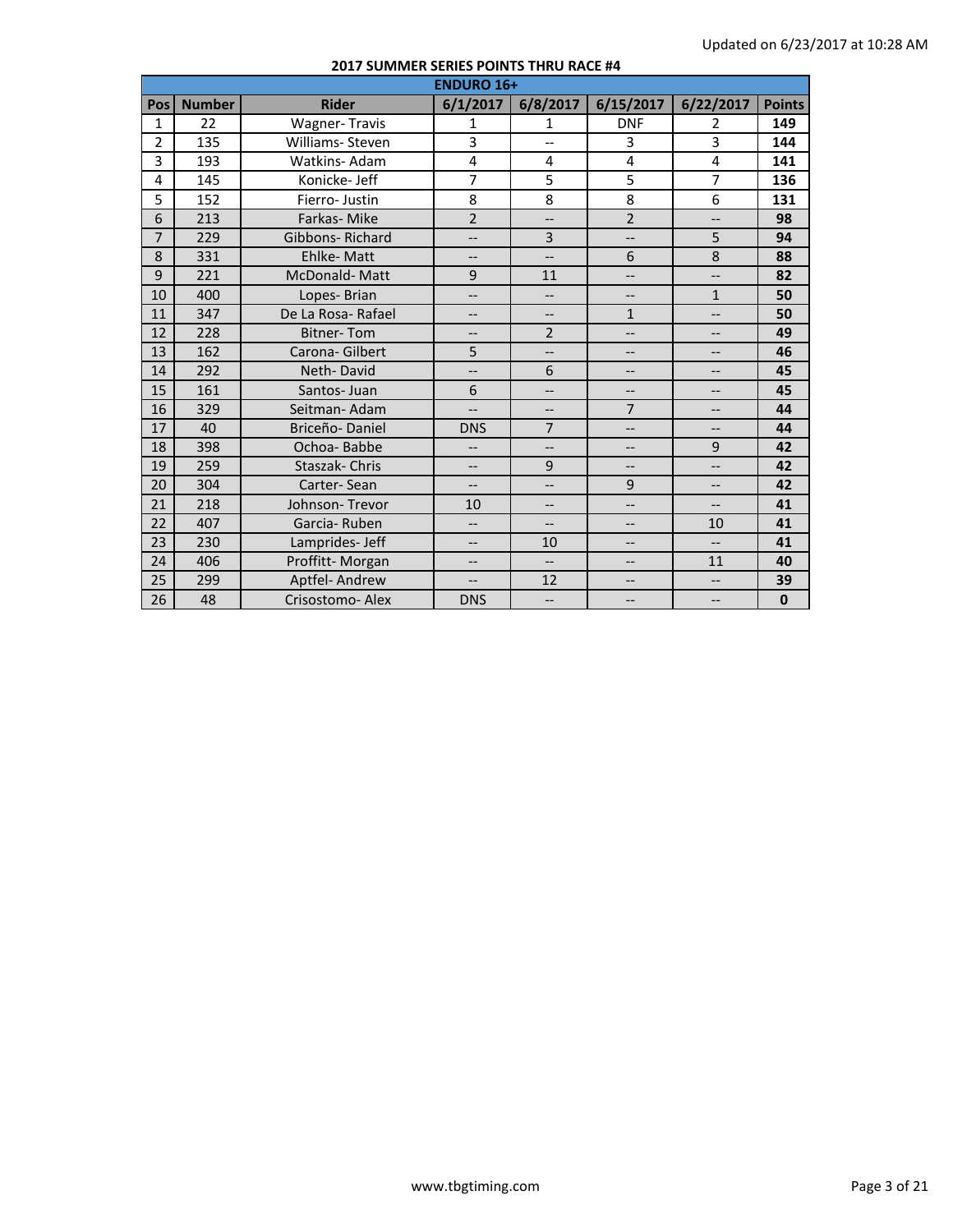Updated on 6/23/2017 at 10:28 AM

**2017 SUMMER SERIES POINTS THRU RACE #4**

| ENDURO 16+ | | | | | | | |
|---|---|---|---|---|---|---|---|
| Pos | Number | Rider | 6/1/2017 | 6/8/2017 | 6/15/2017 | 6/22/2017 | Points |
| 1 | 22 | Wagner- Travis | 1 | 1 | DNF | 2 | **149** |
| 2 | 135 | Williams- Steven | 3 | -- | 3 | 3 | **144** |
| 3 | 193 | Watkins- Adam | 4 | 4 | 4 | 4 | **141** |
| 4 | 145 | Konicke- Jeff | 7 | 5 | 5 | 7 | **136** |
| 5 | 152 | Fierro- Justin | 8 | 8 | 8 | 6 | **131** |
| 6 | 213 | Farkas- Mike | 2 | -- | 2 | -- | **98** |
| 7 | 229 | Gibbons- Richard | -- | 3 | -- | 5 | **94** |
| 8 | 331 | Ehlke- Matt | -- | -- | 6 | 8 | **88** |
| 9 | 221 | McDonald- Matt | 9 | 11 | -- | -- | **82** |
| 10 | 400 | Lopes- Brian | -- | -- | -- | 1 | **50** |
| 11 | 347 | De La Rosa- Rafael | -- | -- | 1 | -- | **50** |
| 12 | 228 | Bitner- Tom | -- | 2 | -- | -- | **49** |
| 13 | 162 | Carona- Gilbert | 5 | -- | -- | -- | **46** |
| 14 | 292 | Neth- David | -- | 6 | -- | -- | **45** |
| 15 | 161 | Santos- Juan | 6 | -- | -- | -- | **45** |
| 16 | 329 | Seitman- Adam | -- | -- | 7 | -- | **44** |
| 17 | 40 | Briceño- Daniel | DNS | 7 | -- | -- | **44** |
| 18 | 398 | Ochoa- Babbe | -- | -- | -- | 9 | **42** |
| 19 | 259 | Staszak- Chris | -- | 9 | -- | -- | **42** |
| 20 | 304 | Carter- Sean | -- | -- | 9 | -- | **42** |
| 21 | 218 | Johnson- Trevor | 10 | -- | -- | -- | **41** |
| 22 | 407 | Garcia- Ruben | -- | -- | -- | 10 | **41** |
| 23 | 230 | Lamprides- Jeff | -- | 10 | -- | -- | **41** |
| 24 | 406 | Proffitt- Morgan | -- | -- | -- | 11 | **40** |
| 25 | 299 | Aptfel- Andrew | -- | 12 | -- | -- | **39** |
| 26 | 48 | Crisostomo- Alex | DNS | -- | -- | -- | **0** |

www.tbgtiming.com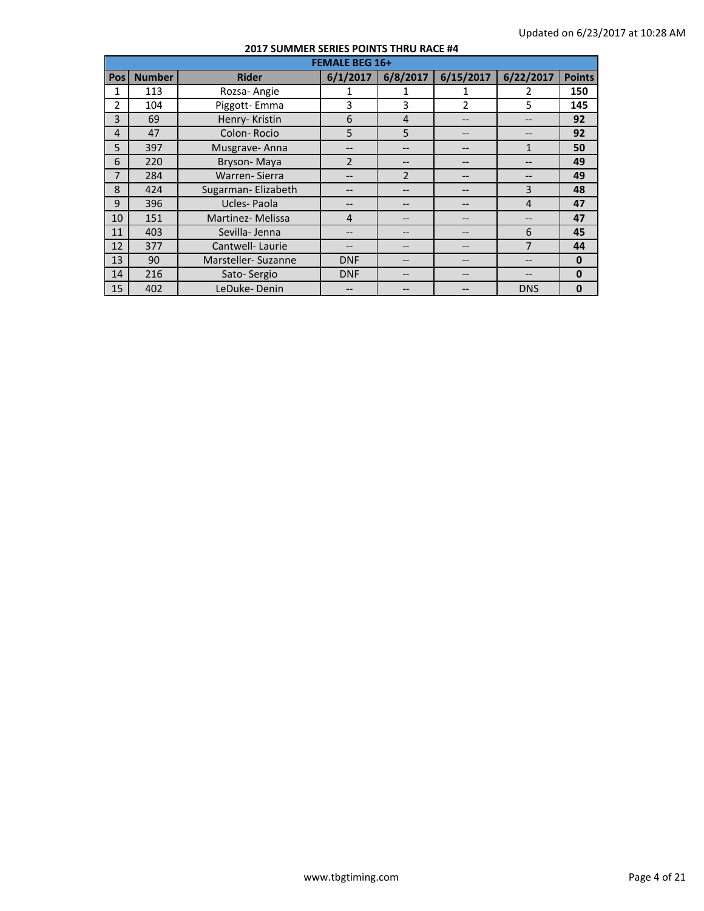Updated on 6/23/2017 at 10:28 AM

**2017 SUMMER SERIES POINTS THRU RACE #4**

| FEMALE BEG 16+ | | | | | | | |
|---|---|---|---|---|---|---|---|
| Pos | Number | Rider | 6/1/2017 | 6/8/2017 | 6/15/2017 | 6/22/2017 | Points |
| 1 | 113 | Rozsa- Angie | 1 | 1 | 1 | 2 | **150** |
| 2 | 104 | Piggott- Emma | 3 | 3 | 2 | 5 | **145** |
| 3 | 69 | Henry- Kristin | 6 | 4 | -- | -- | **92** |
| 4 | 47 | Colon- Rocio | 5 | 5 | -- | -- | **92** |
| 5 | 397 | Musgrave- Anna | -- | -- | -- | 1 | **50** |
| 6 | 220 | Bryson- Maya | 2 | -- | -- | -- | **49** |
| 7 | 284 | Warren- Sierra | -- | 2 | -- | -- | **49** |
| 8 | 424 | Sugarman- Elizabeth | -- | -- | -- | 3 | **48** |
| 9 | 396 | Ucles- Paola | -- | -- | -- | 4 | **47** |
| 10 | 151 | Martinez- Melissa | 4 | -- | -- | -- | **47** |
| 11 | 403 | Sevilla- Jenna | -- | -- | -- | 6 | **45** |
| 12 | 377 | Cantwell- Laurie | -- | -- | -- | 7 | **44** |
| 13 | 90 | Marsteller- Suzanne | DNF | -- | -- | -- | **0** |
| 14 | 216 | Sato- Sergio | DNF | -- | -- | -- | **0** |
| 15 | 402 | LeDuke- Denin | -- | -- | -- | DNS | **0** |

www.tbgtiming.com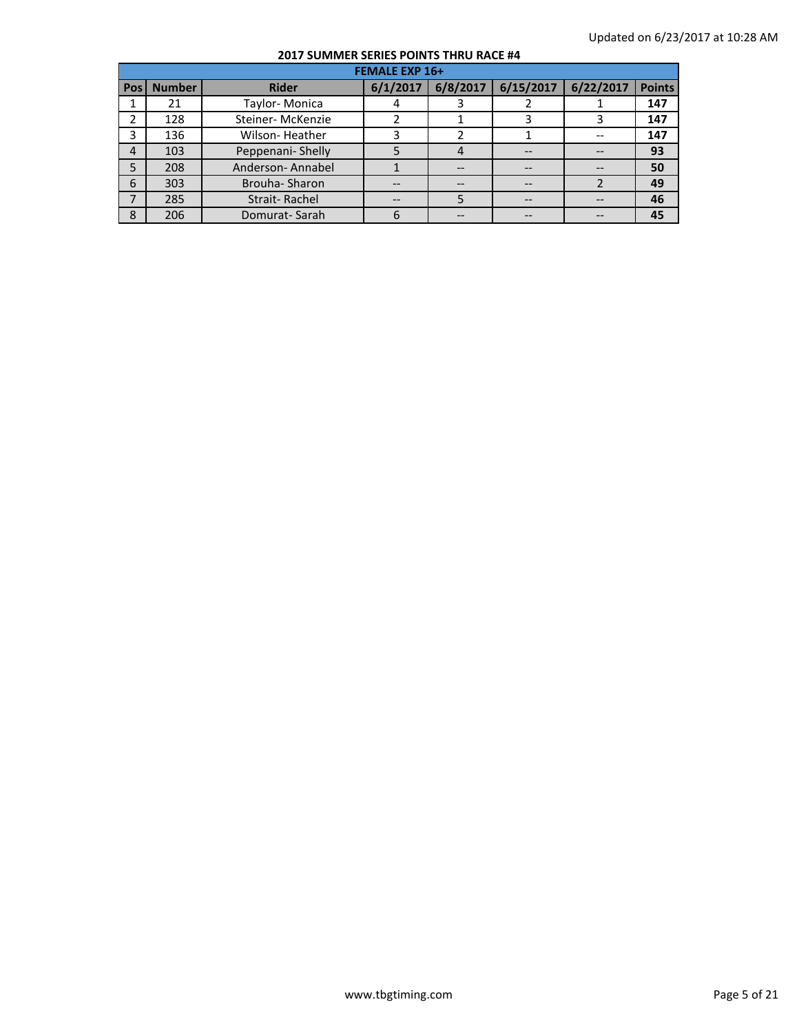Updated on 6/23/2017 at 10:28 AM

## 2017 SUMMER SERIES POINTS THRU RACE #4

| FEMALE EXP 16+ | | | | | | | |
|---|---|---|---|---|---|---|---|
| **Pos** | **Number** | **Rider** | **6/1/2017** | **6/8/2017** | **6/15/2017** | **6/22/2017** | **Points** |
| 1 | 21 | Taylor- Monica | 4 | 3 | 2 | 1 | **147** |
| 2 | 128 | Steiner- McKenzie | 2 | 1 | 3 | 3 | **147** |
| 3 | 136 | Wilson- Heather | 3 | 2 | 1 | -- | **147** |
| 4 | 103 | Peppenani- Shelly | 5 | 4 | -- | -- | **93** |
| 5 | 208 | Anderson- Annabel | 1 | -- | -- | -- | **50** |
| 6 | 303 | Brouha- Sharon | -- | -- | -- | 2 | **49** |
| 7 | 285 | Strait- Rachel | -- | 5 | -- | -- | **46** |
| 8 | 206 | Domurat- Sarah | 6 | -- | -- | -- | **45** |

www.tbgtiming.com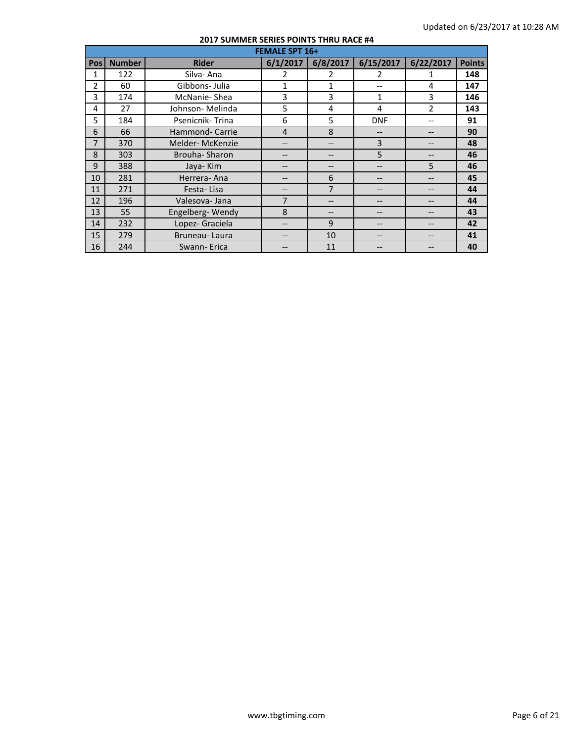Updated on 6/23/2017 at 10:28 AM

**2017 SUMMER SERIES POINTS THRU RACE #4**

| FEMALE SPT 16+ | | | | | | | |
|---|---|---|---|---|---|---|---|
| **Pos** | **Number** | **Rider** | **6/1/2017** | **6/8/2017** | **6/15/2017** | **6/22/2017** | **Points** |
| 1 | 122 | Silva- Ana | 2 | 2 | 2 | 1 | **148** |
| 2 | 60 | Gibbons- Julia | 1 | 1 | -- | 4 | **147** |
| 3 | 174 | McNanie- Shea | 3 | 3 | 1 | 3 | **146** |
| 4 | 27 | Johnson- Melinda | 5 | 4 | 4 | 2 | **143** |
| 5 | 184 | Psenicnik- Trina | 6 | 5 | DNF | -- | **91** |
| 6 | 66 | Hammond- Carrie | 4 | 8 | -- | -- | **90** |
| 7 | 370 | Melder- McKenzie | -- | -- | 3 | -- | **48** |
| 8 | 303 | Brouha- Sharon | -- | -- | 5 | -- | **46** |
| 9 | 388 | Jaya- Kim | -- | -- | -- | 5 | **46** |
| 10 | 281 | Herrera- Ana | -- | 6 | -- | -- | **45** |
| 11 | 271 | Festa- Lisa | -- | 7 | -- | -- | **44** |
| 12 | 196 | Valesova- Jana | 7 | -- | -- | -- | **44** |
| 13 | 55 | Engelberg- Wendy | 8 | -- | -- | -- | **43** |
| 14 | 232 | Lopez- Graciela | -- | 9 | -- | -- | **42** |
| 15 | 279 | Bruneau- Laura | -- | 10 | -- | -- | **41** |
| 16 | 244 | Swann- Erica | -- | 11 | -- | -- | **40** |

www.tbgtiming.com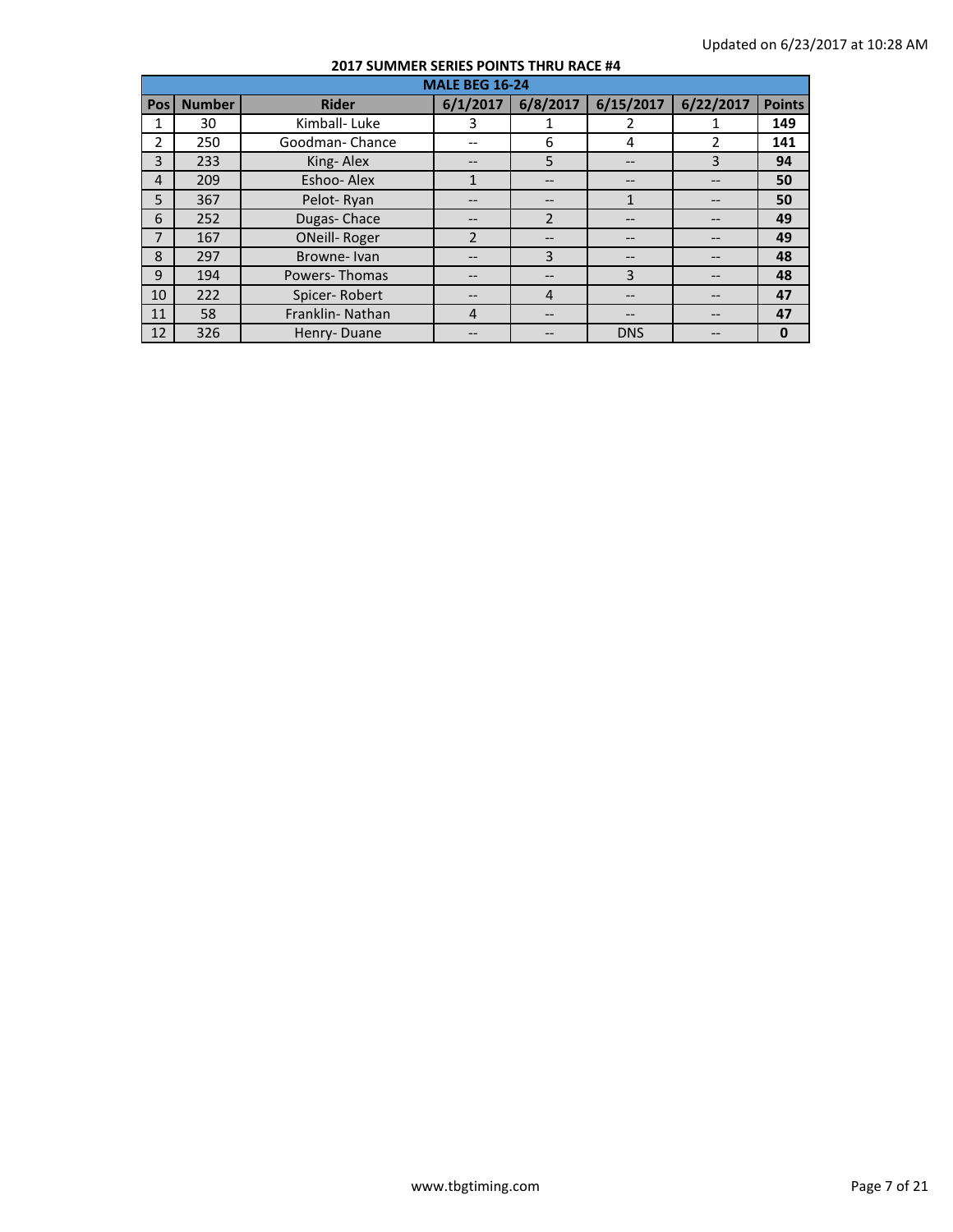Updated on 6/23/2017 at 10:28 AM

## 2017 SUMMER SERIES POINTS THRU RACE #4

| MALE BEG 16-24 | | | | | | | |
|---|---|---|---|---|---|---|---|
| **Pos** | **Number** | **Rider** | **6/1/2017** | **6/8/2017** | **6/15/2017** | **6/22/2017** | **Points** |
| 1 | 30 | Kimball- Luke | 3 | 1 | 2 | 1 | **149** |
| 2 | 250 | Goodman- Chance | -- | 6 | 4 | 2 | **141** |
| 3 | 233 | King- Alex | -- | 5 | -- | 3 | **94** |
| 4 | 209 | Eshoo- Alex | 1 | -- | -- | -- | **50** |
| 5 | 367 | Pelot- Ryan | -- | -- | 1 | -- | **50** |
| 6 | 252 | Dugas- Chace | -- | 2 | -- | -- | **49** |
| 7 | 167 | ONeill- Roger | 2 | -- | -- | -- | **49** |
| 8 | 297 | Browne- Ivan | -- | 3 | -- | -- | **48** |
| 9 | 194 | Powers- Thomas | -- | -- | 3 | -- | **48** |
| 10 | 222 | Spicer- Robert | -- | 4 | -- | -- | **47** |
| 11 | 58 | Franklin- Nathan | 4 | -- | -- | -- | **47** |
| 12 | 326 | Henry- Duane | -- | -- | DNS | -- | **0** |

www.tbgtiming.com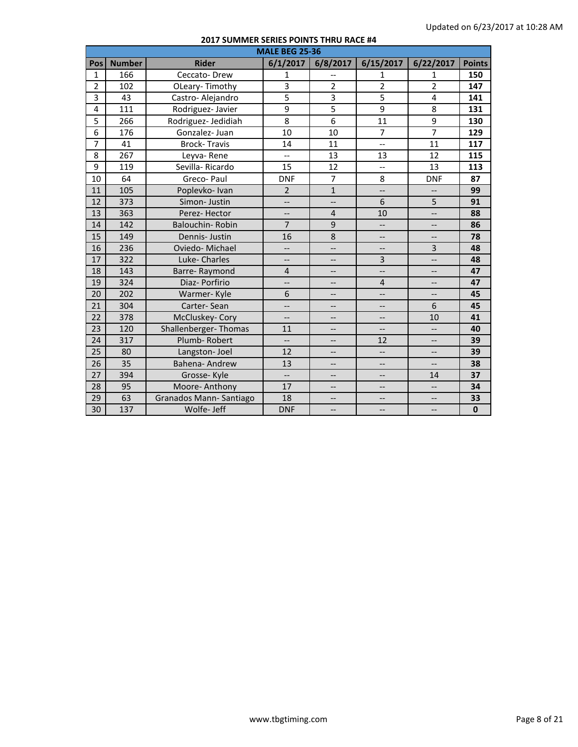Updated on 6/23/2017 at 10:28 AM

## 2017 SUMMER SERIES POINTS THRU RACE #4

| MALE BEG 25-36 | | | | | | | |
|---|---|---|---|---|---|---|---|
| Pos | Number | Rider | 6/1/2017 | 6/8/2017 | 6/15/2017 | 6/22/2017 | Points |
| 1 | 166 | Ceccato- Drew | 1 | -- | 1 | 1 | **150** |
| 2 | 102 | OLeary- Timothy | 3 | 2 | 2 | 2 | **147** |
| 3 | 43 | Castro- Alejandro | 5 | 3 | 5 | 4 | **141** |
| 4 | 111 | Rodriguez- Javier | 9 | 5 | 9 | 8 | **131** |
| 5 | 266 | Rodriguez- Jedidiah | 8 | 6 | 11 | 9 | **130** |
| 6 | 176 | Gonzalez- Juan | 10 | 10 | 7 | 7 | **129** |
| 7 | 41 | Brock- Travis | 14 | 11 | -- | 11 | **117** |
| 8 | 267 | Leyva- Rene | -- | 13 | 13 | 12 | **115** |
| 9 | 119 | Sevilla- Ricardo | 15 | 12 | -- | 13 | **113** |
| 10 | 64 | Greco- Paul | DNF | 7 | 8 | DNF | **87** |
| 11 | 105 | Poplevko- Ivan | 2 | 1 | -- | -- | **99** |
| 12 | 373 | Simon- Justin | -- | -- | 6 | 5 | **91** |
| 13 | 363 | Perez- Hector | -- | 4 | 10 | -- | **88** |
| 14 | 142 | Balouchin- Robin | 7 | 9 | -- | -- | **86** |
| 15 | 149 | Dennis- Justin | 16 | 8 | -- | -- | **78** |
| 16 | 236 | Oviedo- Michael | -- | -- | -- | 3 | **48** |
| 17 | 322 | Luke- Charles | -- | -- | 3 | -- | **48** |
| 18 | 143 | Barre- Raymond | 4 | -- | -- | -- | **47** |
| 19 | 324 | Diaz- Porfirio | -- | -- | 4 | -- | **47** |
| 20 | 202 | Warmer- Kyle | 6 | -- | -- | -- | **45** |
| 21 | 304 | Carter- Sean | -- | -- | -- | 6 | **45** |
| 22 | 378 | McCluskey- Cory | -- | -- | -- | 10 | **41** |
| 23 | 120 | Shallenberger- Thomas | 11 | -- | -- | -- | **40** |
| 24 | 317 | Plumb- Robert | -- | -- | 12 | -- | **39** |
| 25 | 80 | Langston- Joel | 12 | -- | -- | -- | **39** |
| 26 | 35 | Bahena- Andrew | 13 | -- | -- | -- | **38** |
| 27 | 394 | Grosse- Kyle | -- | -- | -- | 14 | **37** |
| 28 | 95 | Moore- Anthony | 17 | -- | -- | -- | **34** |
| 29 | 63 | Granados Mann- Santiago | 18 | -- | -- | -- | **33** |
| 30 | 137 | Wolfe- Jeff | DNF | -- | -- | -- | **0** |

www.tbgtiming.com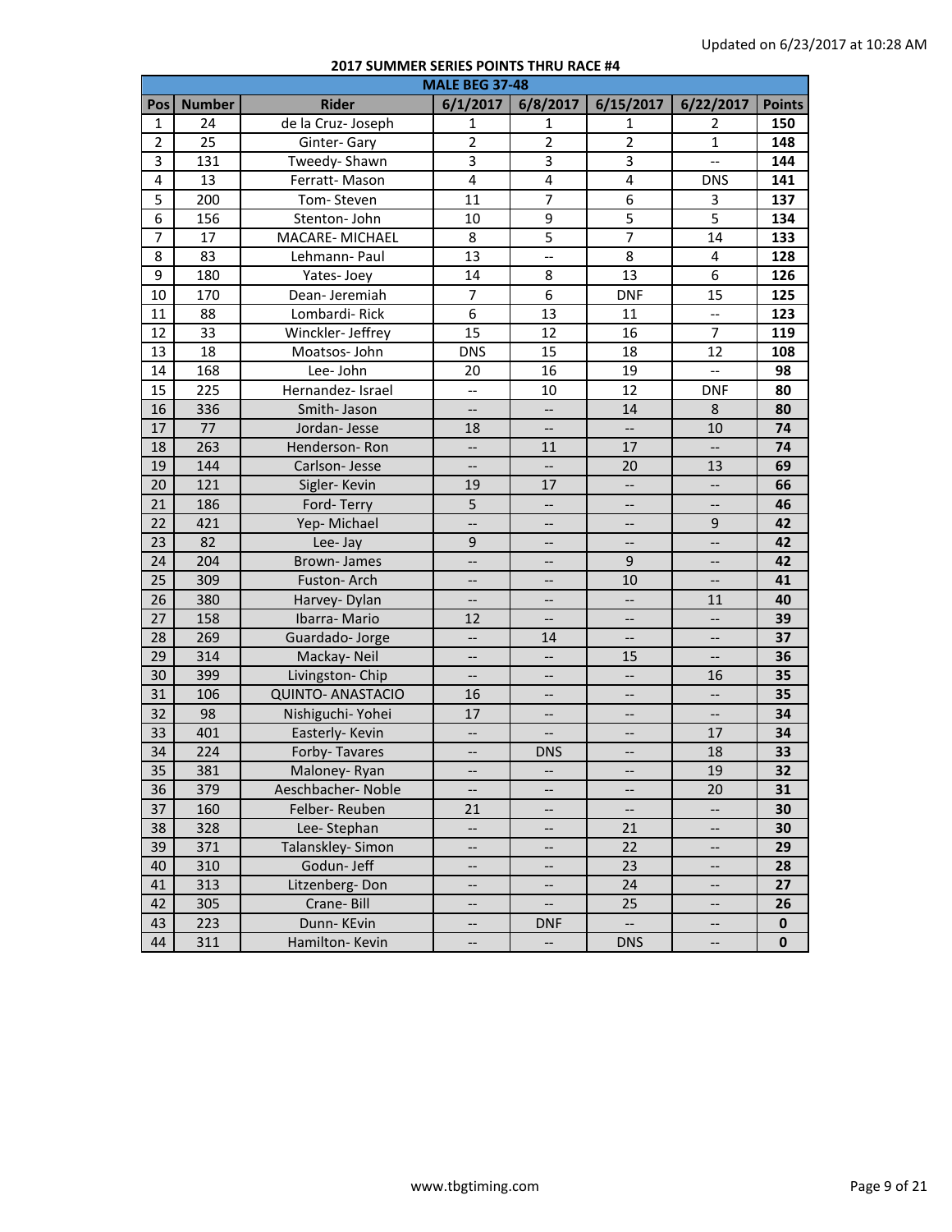Updated on 6/23/2017 at 10:28 AM

## 2017 SUMMER SERIES POINTS THRU RACE #4

| MALE BEG 37-48 | | | | | | | |
|---|---|---|---|---|---|---|---|
| **Pos** | **Number** | **Rider** | **6/1/2017** | **6/8/2017** | **6/15/2017** | **6/22/2017** | **Points** |
| 1 | 24 | de la Cruz- Joseph | 1 | 1 | 1 | 2 | **150** |
| 2 | 25 | Ginter- Gary | 2 | 2 | 2 | 1 | **148** |
| 3 | 131 | Tweedy- Shawn | 3 | 3 | 3 | -- | **144** |
| 4 | 13 | Ferratt- Mason | 4 | 4 | 4 | DNS | **141** |
| 5 | 200 | Tom- Steven | 11 | 7 | 6 | 3 | **137** |
| 6 | 156 | Stenton- John | 10 | 9 | 5 | 5 | **134** |
| 7 | 17 | MACARE- MICHAEL | 8 | 5 | 7 | 14 | **133** |
| 8 | 83 | Lehmann- Paul | 13 | -- | 8 | 4 | **128** |
| 9 | 180 | Yates- Joey | 14 | 8 | 13 | 6 | **126** |
| 10 | 170 | Dean- Jeremiah | 7 | 6 | DNF | 15 | **125** |
| 11 | 88 | Lombardi- Rick | 6 | 13 | 11 | -- | **123** |
| 12 | 33 | Winckler- Jeffrey | 15 | 12 | 16 | 7 | **119** |
| 13 | 18 | Moatsos- John | DNS | 15 | 18 | 12 | **108** |
| 14 | 168 | Lee- John | 20 | 16 | 19 | -- | **98** |
| 15 | 225 | Hernandez- Israel | -- | 10 | 12 | DNF | **80** |
| 16 | 336 | Smith- Jason | -- | -- | 14 | 8 | **80** |
| 17 | 77 | Jordan- Jesse | 18 | -- | -- | 10 | **74** |
| 18 | 263 | Henderson- Ron | -- | 11 | 17 | -- | **74** |
| 19 | 144 | Carlson- Jesse | -- | -- | 20 | 13 | **69** |
| 20 | 121 | Sigler- Kevin | 19 | 17 | -- | -- | **66** |
| 21 | 186 | Ford- Terry | 5 | -- | -- | -- | **46** |
| 22 | 421 | Yep- Michael | -- | -- | -- | 9 | **42** |
| 23 | 82 | Lee- Jay | 9 | -- | -- | -- | **42** |
| 24 | 204 | Brown- James | -- | -- | 9 | -- | **42** |
| 25 | 309 | Fuston- Arch | -- | -- | 10 | -- | **41** |
| 26 | 380 | Harvey- Dylan | -- | -- | -- | 11 | **40** |
| 27 | 158 | Ibarra- Mario | 12 | -- | -- | -- | **39** |
| 28 | 269 | Guardado- Jorge | -- | 14 | -- | -- | **37** |
| 29 | 314 | Mackay- Neil | -- | -- | 15 | -- | **36** |
| 30 | 399 | Livingston- Chip | -- | -- | -- | 16 | **35** |
| 31 | 106 | QUINTO- ANASTACIO | 16 | -- | -- | -- | **35** |
| 32 | 98 | Nishiguchi- Yohei | 17 | -- | -- | -- | **34** |
| 33 | 401 | Easterly- Kevin | -- | -- | -- | 17 | **34** |
| 34 | 224 | Forby- Tavares | -- | DNS | -- | 18 | **33** |
| 35 | 381 | Maloney- Ryan | -- | -- | -- | 19 | **32** |
| 36 | 379 | Aeschbacher- Noble | -- | -- | -- | 20 | **31** |
| 37 | 160 | Felber- Reuben | 21 | -- | -- | -- | **30** |
| 38 | 328 | Lee- Stephan | -- | -- | 21 | -- | **30** |
| 39 | 371 | Talanskley- Simon | -- | -- | 22 | -- | **29** |
| 40 | 310 | Godun- Jeff | -- | -- | 23 | -- | **28** |
| 41 | 313 | Litzenberg- Don | -- | -- | 24 | -- | **27** |
| 42 | 305 | Crane- Bill | -- | -- | 25 | -- | **26** |
| 43 | 223 | Dunn- KEvin | -- | DNF | -- | -- | **0** |
| 44 | 311 | Hamilton- Kevin | -- | -- | DNS | -- | **0** |

www.tbgtiming.com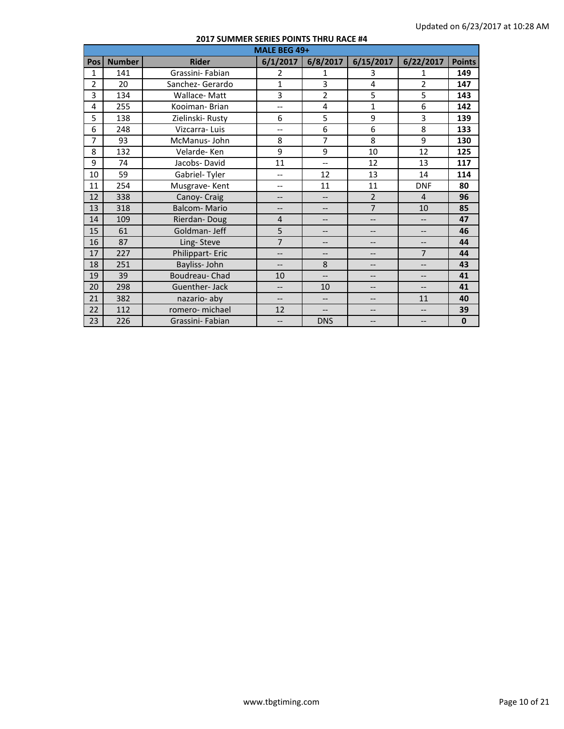Updated on 6/23/2017 at 10:28 AM

## 2017 SUMMER SERIES POINTS THRU RACE #4

| MALE BEG 49+ | | | | | | | |
|---|---|---|---|---|---|---|---|
| **Pos** | **Number** | **Rider** | **6/1/2017** | **6/8/2017** | **6/15/2017** | **6/22/2017** | **Points** |
| 1 | 141 | Grassini- Fabian | 2 | 1 | 3 | 1 | **149** |
| 2 | 20 | Sanchez- Gerardo | 1 | 3 | 4 | 2 | **147** |
| 3 | 134 | Wallace- Matt | 3 | 2 | 5 | 5 | **143** |
| 4 | 255 | Kooiman- Brian | -- | 4 | 1 | 6 | **142** |
| 5 | 138 | Zielinski- Rusty | 6 | 5 | 9 | 3 | **139** |
| 6 | 248 | Vizcarra- Luis | -- | 6 | 6 | 8 | **133** |
| 7 | 93 | McManus- John | 8 | 7 | 8 | 9 | **130** |
| 8 | 132 | Velarde- Ken | 9 | 9 | 10 | 12 | **125** |
| 9 | 74 | Jacobs- David | 11 | -- | 12 | 13 | **117** |
| 10 | 59 | Gabriel- Tyler | -- | 12 | 13 | 14 | **114** |
| 11 | 254 | Musgrave- Kent | -- | 11 | 11 | DNF | **80** |
| 12 | 338 | Canoy- Craig | -- | -- | 2 | 4 | **96** |
| 13 | 318 | Balcom- Mario | -- | -- | 7 | 10 | **85** |
| 14 | 109 | Rierdan- Doug | 4 | -- | -- | -- | **47** |
| 15 | 61 | Goldman- Jeff | 5 | -- | -- | -- | **46** |
| 16 | 87 | Ling- Steve | 7 | -- | -- | -- | **44** |
| 17 | 227 | Philippart- Eric | -- | -- | -- | 7 | **44** |
| 18 | 251 | Bayliss- John | -- | 8 | -- | -- | **43** |
| 19 | 39 | Boudreau- Chad | 10 | -- | -- | -- | **41** |
| 20 | 298 | Guenther- Jack | -- | 10 | -- | -- | **41** |
| 21 | 382 | nazario- aby | -- | -- | -- | 11 | **40** |
| 22 | 112 | romero- michael | 12 | -- | -- | -- | **39** |
| 23 | 226 | Grassini- Fabian | -- | DNS | -- | -- | **0** |

www.tbgtiming.com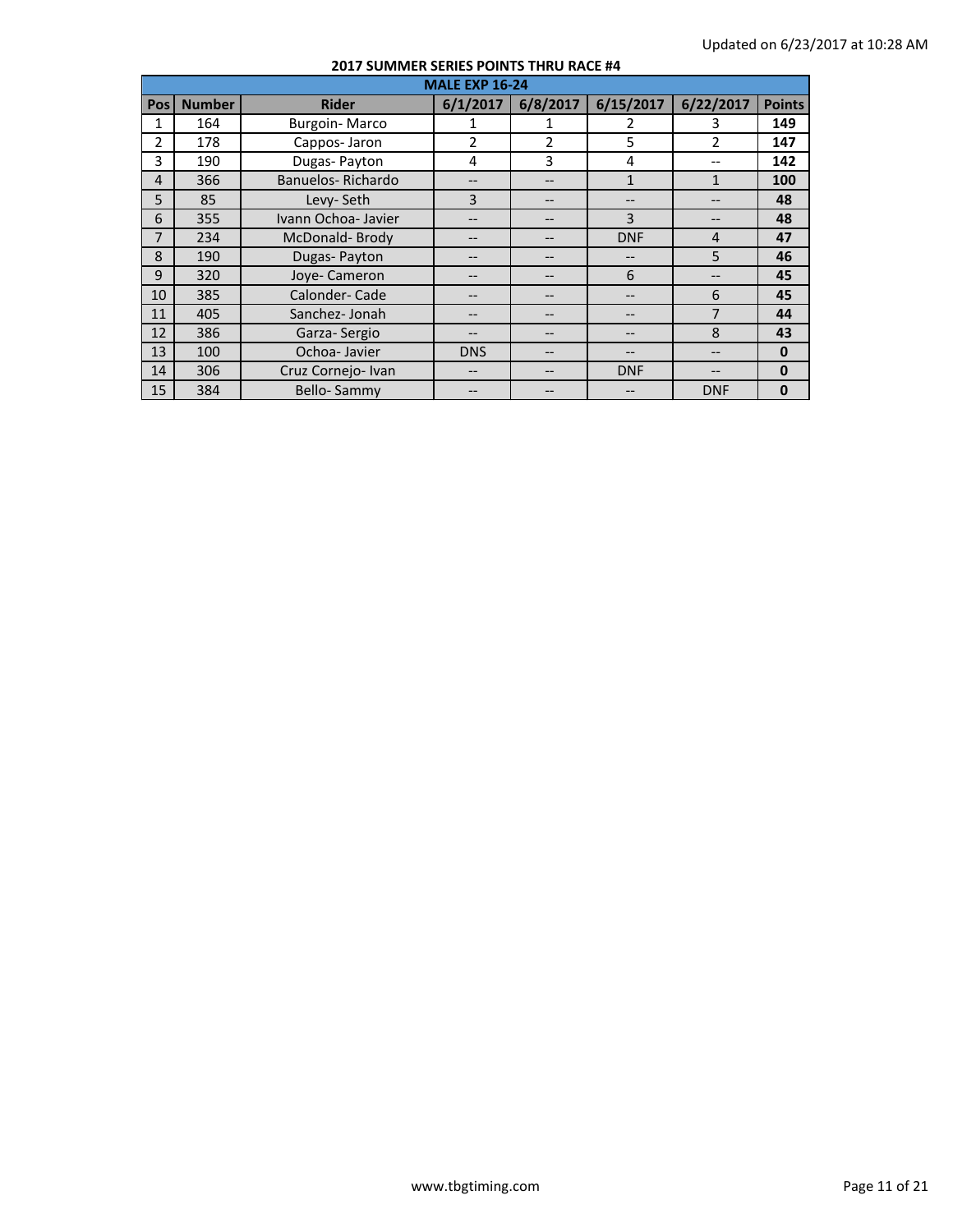Updated on 6/23/2017 at 10:28 AM

**2017 SUMMER SERIES POINTS THRU RACE #4**

| MALE EXP 16-24 | | | | | | | |
|---|---|---|---|---|---|---|---|
| Pos | Number | Rider | 6/1/2017 | 6/8/2017 | 6/15/2017 | 6/22/2017 | Points |
| 1 | 164 | Burgoin- Marco | 1 | 1 | 2 | 3 | **149** |
| 2 | 178 | Cappos- Jaron | 2 | 2 | 5 | 2 | **147** |
| 3 | 190 | Dugas- Payton | 4 | 3 | 4 | -- | **142** |
| 4 | 366 | Banuelos- Richardo | -- | -- | 1 | 1 | **100** |
| 5 | 85 | Levy- Seth | 3 | -- | -- | -- | **48** |
| 6 | 355 | Ivann Ochoa- Javier | -- | -- | 3 | -- | **48** |
| 7 | 234 | McDonald- Brody | -- | -- | DNF | 4 | **47** |
| 8 | 190 | Dugas- Payton | -- | -- | -- | 5 | **46** |
| 9 | 320 | Joye- Cameron | -- | -- | 6 | -- | **45** |
| 10 | 385 | Calonder- Cade | -- | -- | -- | 6 | **45** |
| 11 | 405 | Sanchez- Jonah | -- | -- | -- | 7 | **44** |
| 12 | 386 | Garza- Sergio | -- | -- | -- | 8 | **43** |
| 13 | 100 | Ochoa- Javier | DNS | -- | -- | -- | **0** |
| 14 | 306 | Cruz Cornejo- Ivan | -- | -- | DNF | -- | **0** |
| 15 | 384 | Bello- Sammy | -- | -- | -- | DNF | **0** |

www.tbgtiming.com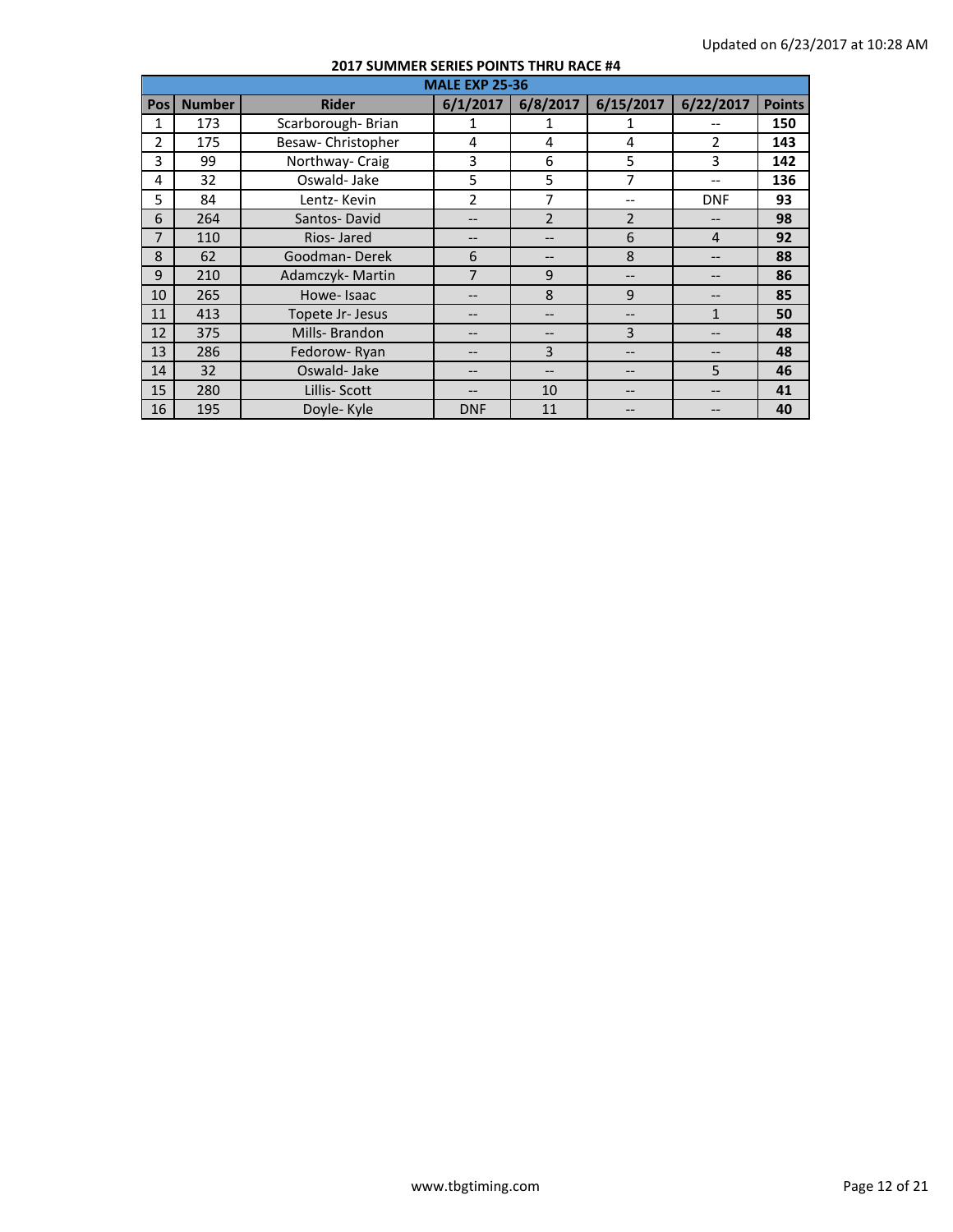Updated on 6/23/2017 at 10:28 AM

**2017 SUMMER SERIES POINTS THRU RACE #4**

| MALE EXP 25-36 | | | | | | | |
|---|---|---|---|---|---|---|---|
| Pos | Number | Rider | 6/1/2017 | 6/8/2017 | 6/15/2017 | 6/22/2017 | Points |
| 1 | 173 | Scarborough- Brian | 1 | 1 | 1 | -- | **150** |
| 2 | 175 | Besaw- Christopher | 4 | 4 | 4 | 2 | **143** |
| 3 | 99 | Northway- Craig | 3 | 6 | 5 | 3 | **142** |
| 4 | 32 | Oswald- Jake | 5 | 5 | 7 | -- | **136** |
| 5 | 84 | Lentz- Kevin | 2 | 7 | -- | DNF | **93** |
| 6 | 264 | Santos- David | -- | 2 | 2 | -- | **98** |
| 7 | 110 | Rios- Jared | -- | -- | 6 | 4 | **92** |
| 8 | 62 | Goodman- Derek | 6 | -- | 8 | -- | **88** |
| 9 | 210 | Adamczyk- Martin | 7 | 9 | -- | -- | **86** |
| 10 | 265 | Howe- Isaac | -- | 8 | 9 | -- | **85** |
| 11 | 413 | Topete Jr- Jesus | -- | -- | -- | 1 | **50** |
| 12 | 375 | Mills- Brandon | -- | -- | 3 | -- | **48** |
| 13 | 286 | Fedorow- Ryan | -- | 3 | -- | -- | **48** |
| 14 | 32 | Oswald- Jake | -- | -- | -- | 5 | **46** |
| 15 | 280 | Lillis- Scott | -- | 10 | -- | -- | **41** |
| 16 | 195 | Doyle- Kyle | DNF | 11 | -- | -- | **40** |

www.tbgtiming.com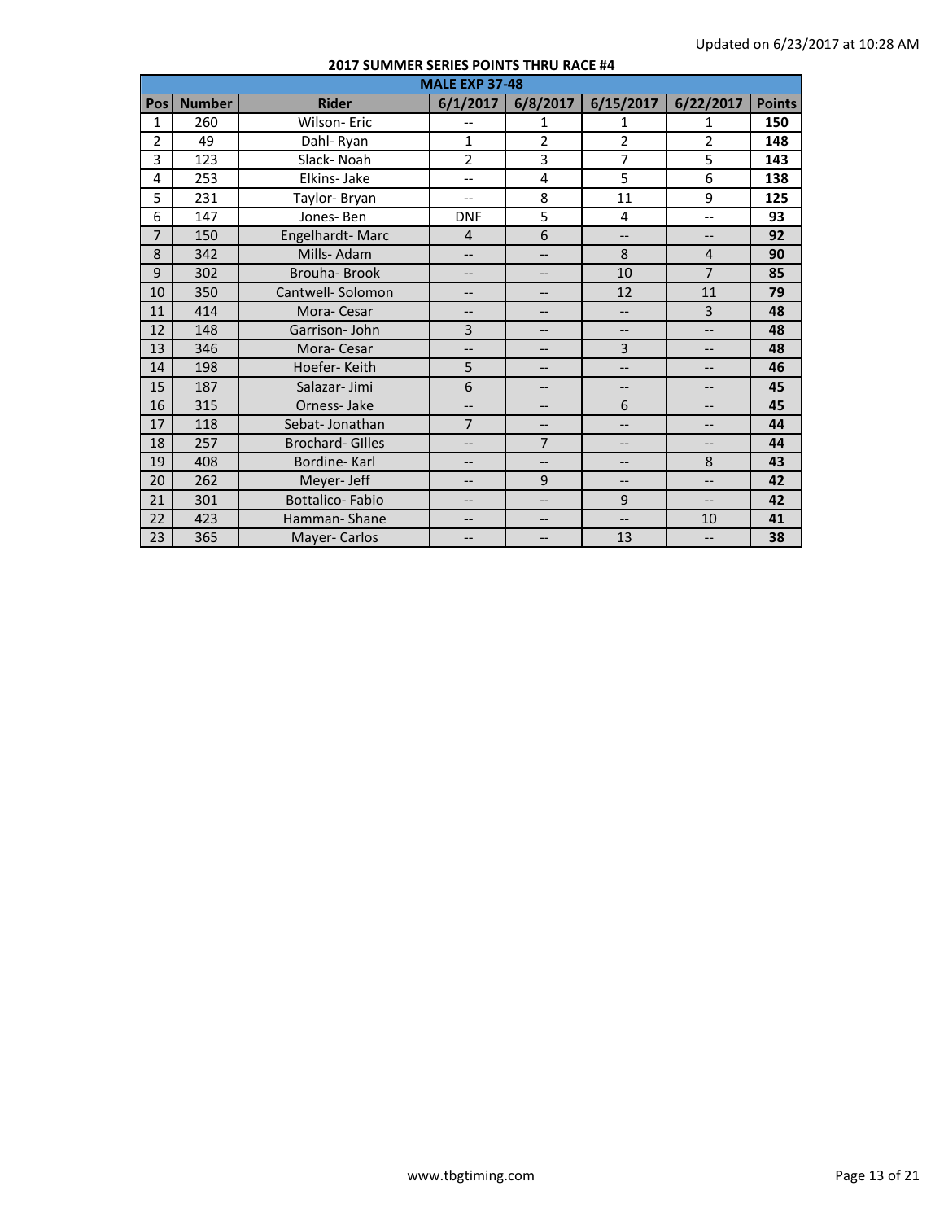Updated on 6/23/2017 at 10:28 AM

**2017 SUMMER SERIES POINTS THRU RACE #4**

| MALE EXP 37-48 | | | | | | | |
|---|---|---|---|---|---|---|---|
| **Pos** | **Number** | **Rider** | **6/1/2017** | **6/8/2017** | **6/15/2017** | **6/22/2017** | **Points** |
| 1 | 260 | Wilson- Eric | -- | 1 | 1 | 1 | **150** |
| 2 | 49 | Dahl- Ryan | 1 | 2 | 2 | 2 | **148** |
| 3 | 123 | Slack- Noah | 2 | 3 | 7 | 5 | **143** |
| 4 | 253 | Elkins- Jake | -- | 4 | 5 | 6 | **138** |
| 5 | 231 | Taylor- Bryan | -- | 8 | 11 | 9 | **125** |
| 6 | 147 | Jones- Ben | DNF | 5 | 4 | -- | **93** |
| 7 | 150 | Engelhardt- Marc | 4 | 6 | -- | -- | **92** |
| 8 | 342 | Mills- Adam | -- | -- | 8 | 4 | **90** |
| 9 | 302 | Brouha- Brook | -- | -- | 10 | 7 | **85** |
| 10 | 350 | Cantwell- Solomon | -- | -- | 12 | 11 | **79** |
| 11 | 414 | Mora- Cesar | -- | -- | -- | 3 | **48** |
| 12 | 148 | Garrison- John | 3 | -- | -- | -- | **48** |
| 13 | 346 | Mora- Cesar | -- | -- | 3 | -- | **48** |
| 14 | 198 | Hoefer- Keith | 5 | -- | -- | -- | **46** |
| 15 | 187 | Salazar- Jimi | 6 | -- | -- | -- | **45** |
| 16 | 315 | Orness- Jake | -- | -- | 6 | -- | **45** |
| 17 | 118 | Sebat- Jonathan | 7 | -- | -- | -- | **44** |
| 18 | 257 | Brochard- GIlles | -- | 7 | -- | -- | **44** |
| 19 | 408 | Bordine- Karl | -- | -- | -- | 8 | **43** |
| 20 | 262 | Meyer- Jeff | -- | 9 | -- | -- | **42** |
| 21 | 301 | Bottalico- Fabio | -- | -- | 9 | -- | **42** |
| 22 | 423 | Hamman- Shane | -- | -- | -- | 10 | **41** |
| 23 | 365 | Mayer- Carlos | -- | -- | 13 | -- | **38** |

www.tbgtiming.com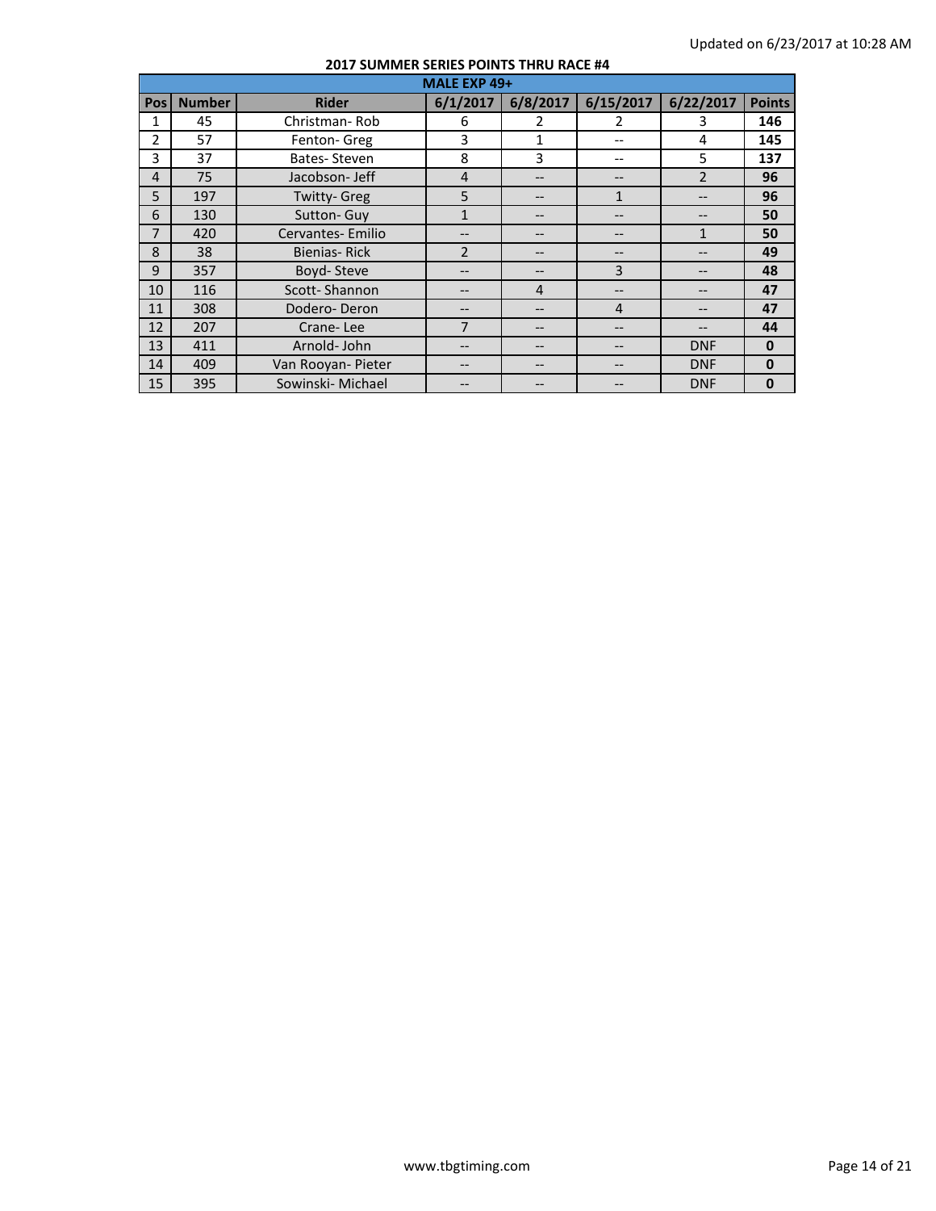Updated on 6/23/2017 at 10:28 AM

**2017 SUMMER SERIES POINTS THRU RACE #4**

| MALE EXP 49+ | | | | | | | |
|---|---|---|---|---|---|---|---|
| **Pos** | **Number** | **Rider** | **6/1/2017** | **6/8/2017** | **6/15/2017** | **6/22/2017** | **Points** |
| 1 | 45 | Christman- Rob | 6 | 2 | 2 | 3 | **146** |
| 2 | 57 | Fenton- Greg | 3 | 1 | -- | 4 | **145** |
| 3 | 37 | Bates- Steven | 8 | 3 | -- | 5 | **137** |
| 4 | 75 | Jacobson- Jeff | 4 | -- | -- | 2 | **96** |
| 5 | 197 | Twitty- Greg | 5 | -- | 1 | -- | **96** |
| 6 | 130 | Sutton- Guy | 1 | -- | -- | -- | **50** |
| 7 | 420 | Cervantes- Emilio | -- | -- | -- | 1 | **50** |
| 8 | 38 | Bienias- Rick | 2 | -- | -- | -- | **49** |
| 9 | 357 | Boyd- Steve | -- | -- | 3 | -- | **48** |
| 10 | 116 | Scott- Shannon | -- | 4 | -- | -- | **47** |
| 11 | 308 | Dodero- Deron | -- | -- | 4 | -- | **47** |
| 12 | 207 | Crane- Lee | 7 | -- | -- | -- | **44** |
| 13 | 411 | Arnold- John | -- | -- | -- | DNF | **0** |
| 14 | 409 | Van Rooyan- Pieter | -- | -- | -- | DNF | **0** |
| 15 | 395 | Sowinski- Michael | -- | -- | -- | DNF | **0** |

www.tbgtiming.com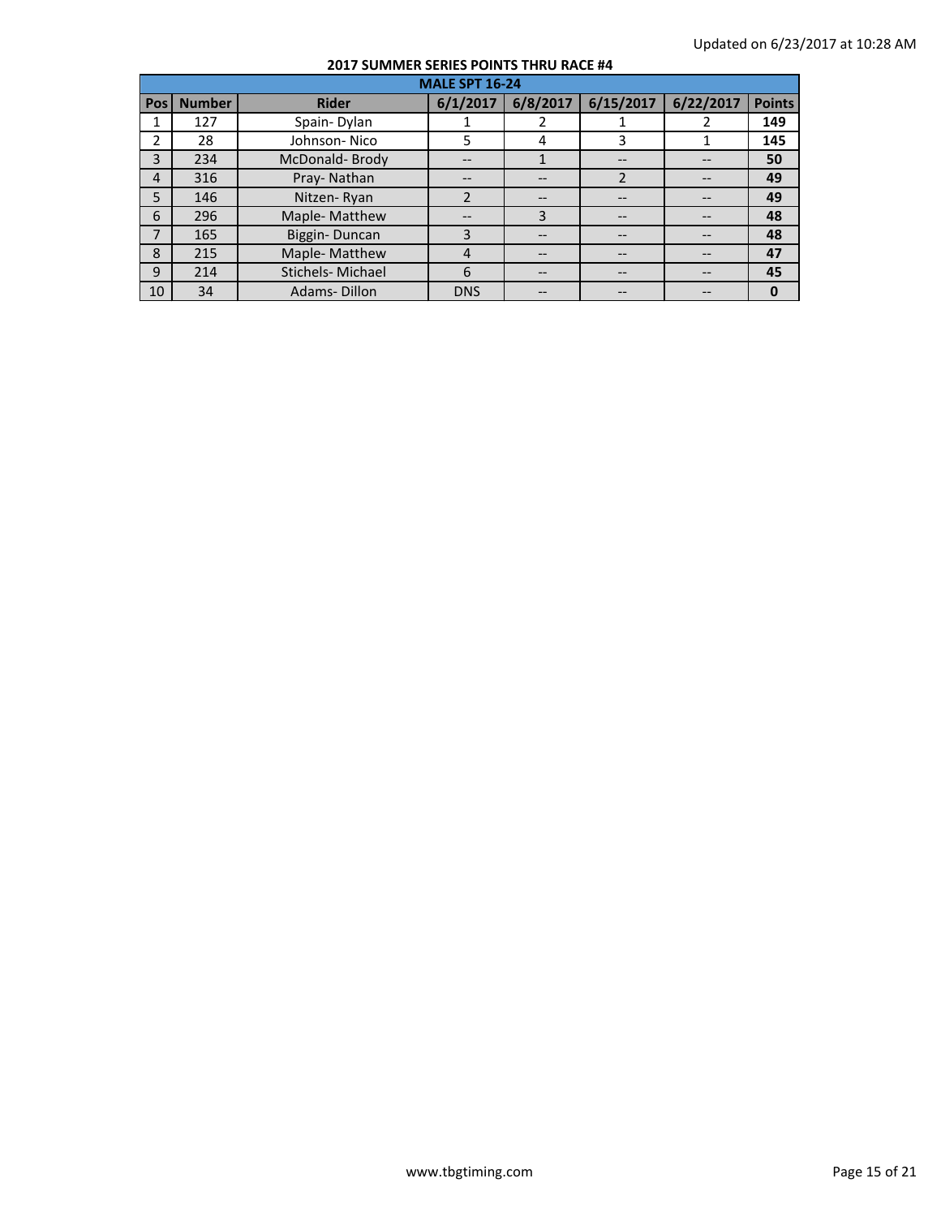Updated on 6/23/2017 at 10:28 AM

**2017 SUMMER SERIES POINTS THRU RACE #4**

| MALE SPT 16-24 | | | | | | | |
|---|---|---|---|---|---|---|---|
| **Pos** | **Number** | **Rider** | **6/1/2017** | **6/8/2017** | **6/15/2017** | **6/22/2017** | **Points** |
| 1 | 127 | Spain- Dylan | 1 | 2 | 1 | 2 | **149** |
| 2 | 28 | Johnson- Nico | 5 | 4 | 3 | 1 | **145** |
| 3 | 234 | McDonald- Brody | -- | 1 | -- | -- | **50** |
| 4 | 316 | Pray- Nathan | -- | -- | 2 | -- | **49** |
| 5 | 146 | Nitzen- Ryan | 2 | -- | -- | -- | **49** |
| 6 | 296 | Maple- Matthew | -- | 3 | -- | -- | **48** |
| 7 | 165 | Biggin- Duncan | 3 | -- | -- | -- | **48** |
| 8 | 215 | Maple- Matthew | 4 | -- | -- | -- | **47** |
| 9 | 214 | Stichels- Michael | 6 | -- | -- | -- | **45** |
| 10 | 34 | Adams- Dillon | DNS | -- | -- | -- | **0** |

www.tbgtiming.com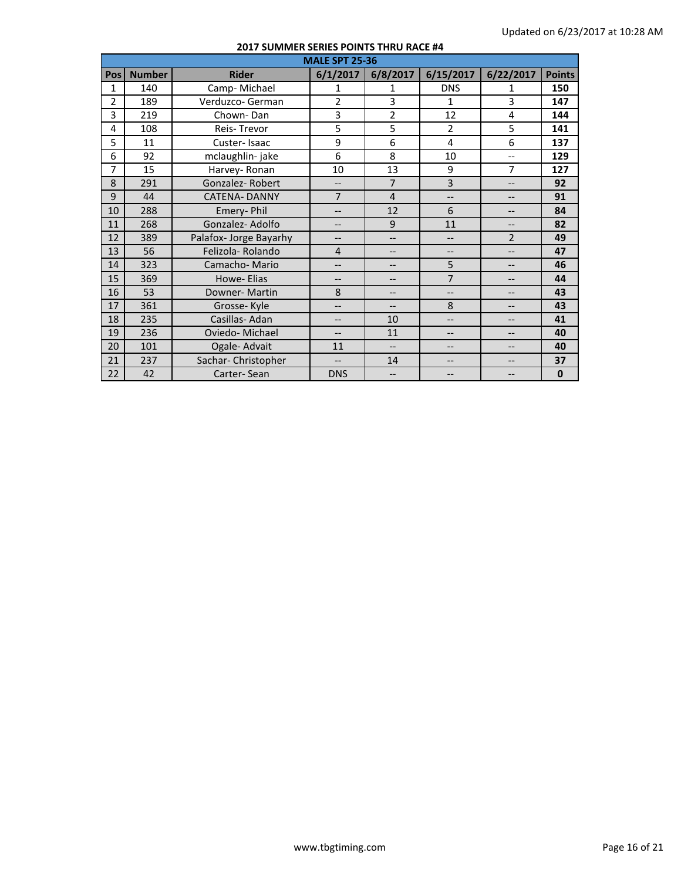Updated on 6/23/2017 at 10:28 AM

**2017 SUMMER SERIES POINTS THRU RACE #4**

| MALE SPT 25-36 | | | | | | | |
|---|---|---|---|---|---|---|---|
| **Pos** | **Number** | **Rider** | **6/1/2017** | **6/8/2017** | **6/15/2017** | **6/22/2017** | **Points** |
| 1 | 140 | Camp- Michael | 1 | 1 | DNS | 1 | **150** |
| 2 | 189 | Verduzco- German | 2 | 3 | 1 | 3 | **147** |
| 3 | 219 | Chown- Dan | 3 | 2 | 12 | 4 | **144** |
| 4 | 108 | Reis- Trevor | 5 | 5 | 2 | 5 | **141** |
| 5 | 11 | Custer- Isaac | 9 | 6 | 4 | 6 | **137** |
| 6 | 92 | mclaughlin- jake | 6 | 8 | 10 | -- | **129** |
| 7 | 15 | Harvey- Ronan | 10 | 13 | 9 | 7 | **127** |
| 8 | 291 | Gonzalez- Robert | -- | 7 | 3 | -- | **92** |
| 9 | 44 | CATENA- DANNY | 7 | 4 | -- | -- | **91** |
| 10 | 288 | Emery- Phil | -- | 12 | 6 | -- | **84** |
| 11 | 268 | Gonzalez- Adolfo | -- | 9 | 11 | -- | **82** |
| 12 | 389 | Palafox- Jorge Bayarhy | -- | -- | -- | 2 | **49** |
| 13 | 56 | Felizola- Rolando | 4 | -- | -- | -- | **47** |
| 14 | 323 | Camacho- Mario | -- | -- | 5 | -- | **46** |
| 15 | 369 | Howe- Elias | -- | -- | 7 | -- | **44** |
| 16 | 53 | Downer- Martin | 8 | -- | -- | -- | **43** |
| 17 | 361 | Grosse- Kyle | -- | -- | 8 | -- | **43** |
| 18 | 235 | Casillas- Adan | -- | 10 | -- | -- | **41** |
| 19 | 236 | Oviedo- Michael | -- | 11 | -- | -- | **40** |
| 20 | 101 | Ogale- Advait | 11 | -- | -- | -- | **40** |
| 21 | 237 | Sachar- Christopher | -- | 14 | -- | -- | **37** |
| 22 | 42 | Carter- Sean | DNS | -- | -- | -- | **0** |

www.tbgtiming.com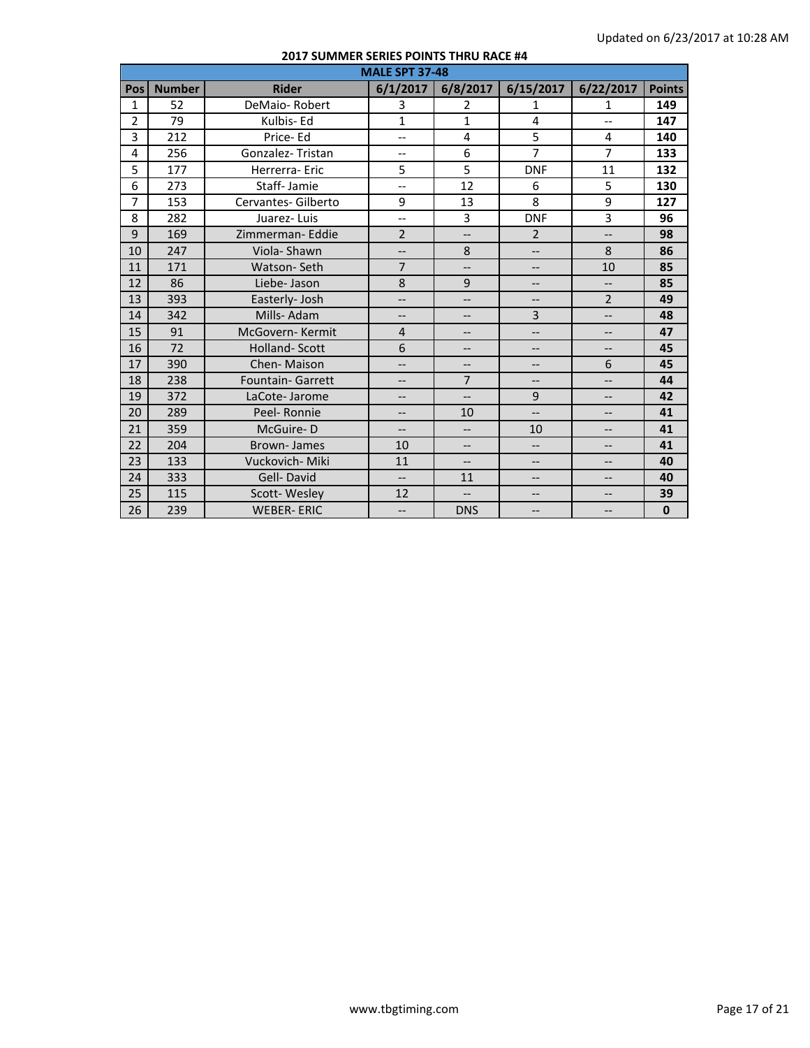Updated on 6/23/2017 at 10:28 AM

## 2017 SUMMER SERIES POINTS THRU RACE #4

| MALE SPT 37-48 | | | | | | | |
|---|---|---|---|---|---|---|---|
| **Pos** | **Number** | **Rider** | **6/1/2017** | **6/8/2017** | **6/15/2017** | **6/22/2017** | **Points** |
| 1 | 52 | DeMaio- Robert | 3 | 2 | 1 | 1 | **149** |
| 2 | 79 | Kulbis- Ed | 1 | 1 | 4 | -- | **147** |
| 3 | 212 | Price- Ed | -- | 4 | 5 | 4 | **140** |
| 4 | 256 | Gonzalez- Tristan | -- | 6 | 7 | 7 | **133** |
| 5 | 177 | Herrerra- Eric | 5 | 5 | DNF | 11 | **132** |
| 6 | 273 | Staff- Jamie | -- | 12 | 6 | 5 | **130** |
| 7 | 153 | Cervantes- Gilberto | 9 | 13 | 8 | 9 | **127** |
| 8 | 282 | Juarez- Luis | -- | 3 | DNF | 3 | **96** |
| 9 | 169 | Zimmerman- Eddie | 2 | -- | 2 | -- | **98** |
| 10 | 247 | Viola- Shawn | -- | 8 | -- | 8 | **86** |
| 11 | 171 | Watson- Seth | 7 | -- | -- | 10 | **85** |
| 12 | 86 | Liebe- Jason | 8 | 9 | -- | -- | **85** |
| 13 | 393 | Easterly- Josh | -- | -- | -- | 2 | **49** |
| 14 | 342 | Mills- Adam | -- | -- | 3 | -- | **48** |
| 15 | 91 | McGovern- Kermit | 4 | -- | -- | -- | **47** |
| 16 | 72 | Holland- Scott | 6 | -- | -- | -- | **45** |
| 17 | 390 | Chen- Maison | -- | -- | -- | 6 | **45** |
| 18 | 238 | Fountain- Garrett | -- | 7 | -- | -- | **44** |
| 19 | 372 | LaCote- Jarome | -- | -- | 9 | -- | **42** |
| 20 | 289 | Peel- Ronnie | -- | 10 | -- | -- | **41** |
| 21 | 359 | McGuire- D | -- | -- | 10 | -- | **41** |
| 22 | 204 | Brown- James | 10 | -- | -- | -- | **41** |
| 23 | 133 | Vuckovich- Miki | 11 | -- | -- | -- | **40** |
| 24 | 333 | Gell- David | -- | 11 | -- | -- | **40** |
| 25 | 115 | Scott- Wesley | 12 | -- | -- | -- | **39** |
| 26 | 239 | WEBER- ERIC | -- | DNS | -- | -- | **0** |

www.tbgtiming.com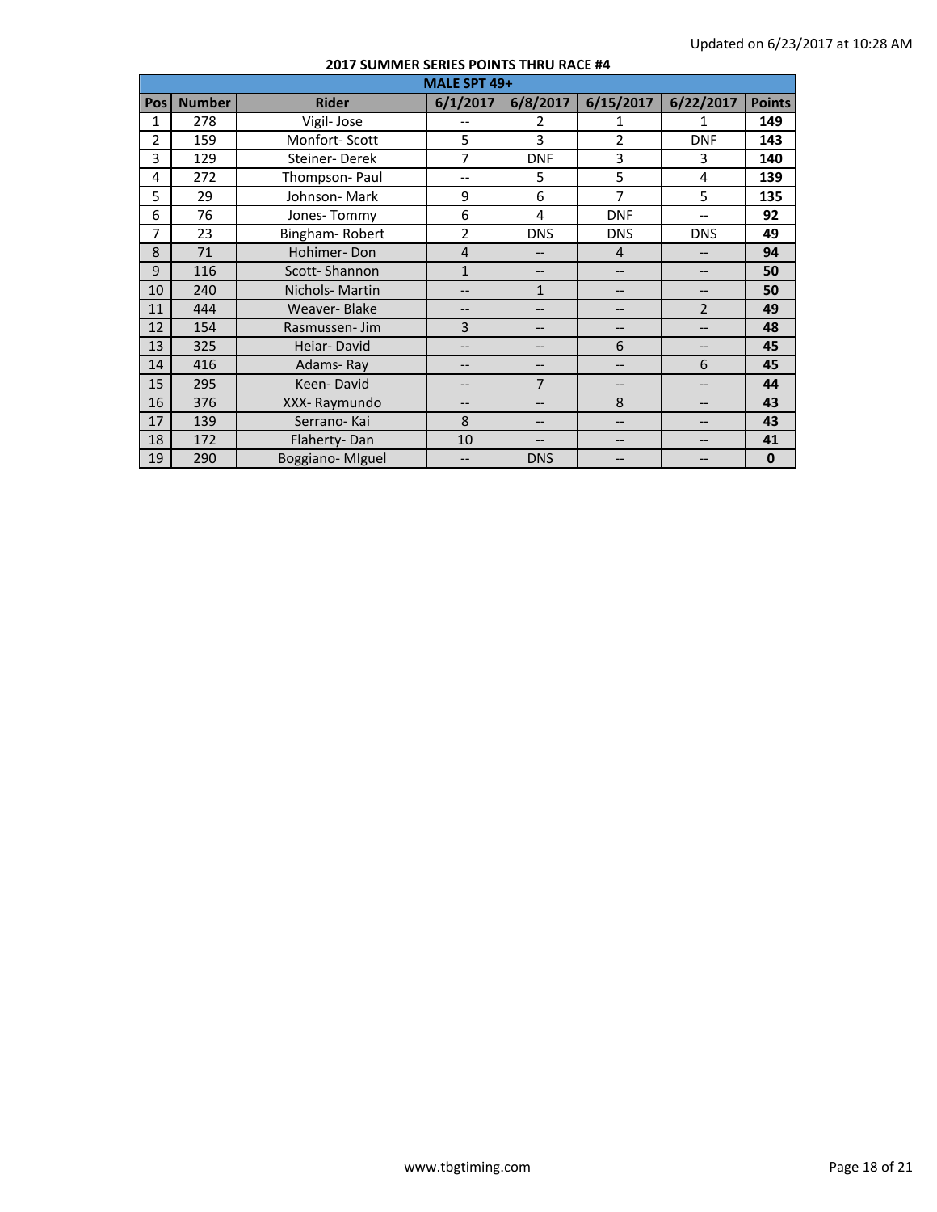Updated on 6/23/2017 at 10:28 AM

## 2017 SUMMER SERIES POINTS THRU RACE #4

| MALE SPT 49+ | | | | | | | |
|---|---|---|---|---|---|---|---|
| **Pos** | **Number** | **Rider** | **6/1/2017** | **6/8/2017** | **6/15/2017** | **6/22/2017** | **Points** |
| 1 | 278 | Vigil- Jose | -- | 2 | 1 | 1 | **149** |
| 2 | 159 | Monfort- Scott | 5 | 3 | 2 | DNF | **143** |
| 3 | 129 | Steiner- Derek | 7 | DNF | 3 | 3 | **140** |
| 4 | 272 | Thompson- Paul | -- | 5 | 5 | 4 | **139** |
| 5 | 29 | Johnson- Mark | 9 | 6 | 7 | 5 | **135** |
| 6 | 76 | Jones- Tommy | 6 | 4 | DNF | -- | **92** |
| 7 | 23 | Bingham- Robert | 2 | DNS | DNS | DNS | **49** |
| 8 | 71 | Hohimer- Don | 4 | -- | 4 | -- | **94** |
| 9 | 116 | Scott- Shannon | 1 | -- | -- | -- | **50** |
| 10 | 240 | Nichols- Martin | -- | 1 | -- | -- | **50** |
| 11 | 444 | Weaver- Blake | -- | -- | -- | 2 | **49** |
| 12 | 154 | Rasmussen- Jim | 3 | -- | -- | -- | **48** |
| 13 | 325 | Heiar- David | -- | -- | 6 | -- | **45** |
| 14 | 416 | Adams- Ray | -- | -- | -- | 6 | **45** |
| 15 | 295 | Keen- David | -- | 7 | -- | -- | **44** |
| 16 | 376 | XXX- Raymundo | -- | -- | 8 | -- | **43** |
| 17 | 139 | Serrano- Kai | 8 | -- | -- | -- | **43** |
| 18 | 172 | Flaherty- Dan | 10 | -- | -- | -- | **41** |
| 19 | 290 | Boggiano- MIguel | -- | DNS | -- | -- | **0** |

www.tbgtiming.com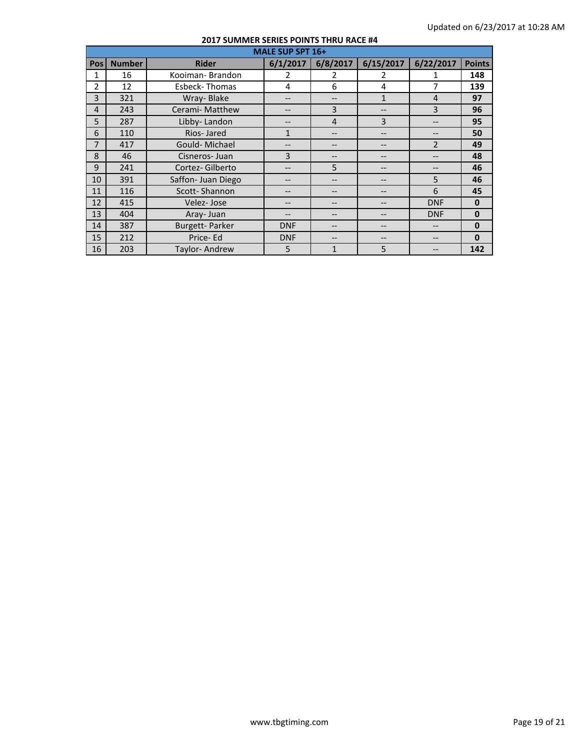Updated on 6/23/2017 at 10:28 AM

**2017 SUMMER SERIES POINTS THRU RACE #4**

| MALE SUP SPT 16+ | | | | | | | |
|---|---|---|---|---|---|---|---|
| Pos | Number | Rider | 6/1/2017 | 6/8/2017 | 6/15/2017 | 6/22/2017 | Points |
| 1 | 16 | Kooiman- Brandon | 2 | 2 | 2 | 1 | **148** |
| 2 | 12 | Esbeck- Thomas | 4 | 6 | 4 | 7 | **139** |
| 3 | 321 | Wray- Blake | -- | -- | 1 | 4 | **97** |
| 4 | 243 | Cerami- Matthew | -- | 3 | -- | 3 | **96** |
| 5 | 287 | Libby- Landon | -- | 4 | 3 | -- | **95** |
| 6 | 110 | Rios- Jared | 1 | -- | -- | -- | **50** |
| 7 | 417 | Gould- Michael | -- | -- | -- | 2 | **49** |
| 8 | 46 | Cisneros- Juan | 3 | -- | -- | -- | **48** |
| 9 | 241 | Cortez- Gilberto | -- | 5 | -- | -- | **46** |
| 10 | 391 | Saffon- Juan Diego | -- | -- | -- | 5 | **46** |
| 11 | 116 | Scott- Shannon | -- | -- | -- | 6 | **45** |
| 12 | 415 | Velez- Jose | -- | -- | -- | DNF | **0** |
| 13 | 404 | Aray- Juan | -- | -- | -- | DNF | **0** |
| 14 | 387 | Burgett- Parker | DNF | -- | -- | -- | **0** |
| 15 | 212 | Price- Ed | DNF | -- | -- | -- | **0** |
| 16 | 203 | Taylor- Andrew | 5 | 1 | 5 | -- | **142** |

www.tbgtiming.com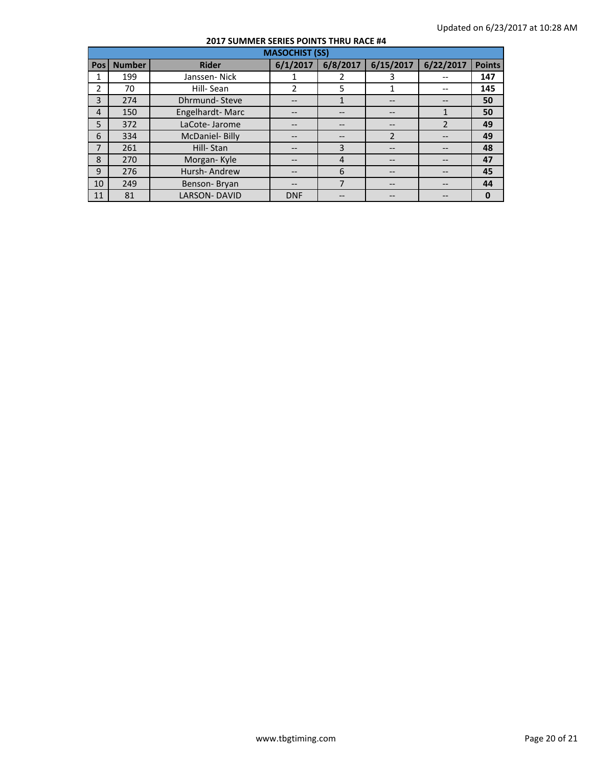Updated on 6/23/2017 at 10:28 AM

## 2017 SUMMER SERIES POINTS THRU RACE #4

| MASOCHIST (SS) | | | | | | | |
|---|---|---|---|---|---|---|---|
| Pos | Number | Rider | 6/1/2017 | 6/8/2017 | 6/15/2017 | 6/22/2017 | Points |
| 1 | 199 | Janssen- Nick | 1 | 2 | 3 | -- | **147** |
| 2 | 70 | Hill- Sean | 2 | 5 | 1 | -- | **145** |
| 3 | 274 | Dhrmund- Steve | -- | 1 | -- | -- | **50** |
| 4 | 150 | Engelhardt- Marc | -- | -- | -- | 1 | **50** |
| 5 | 372 | LaCote- Jarome | -- | -- | -- | 2 | **49** |
| 6 | 334 | McDaniel- Billy | -- | -- | 2 | -- | **49** |
| 7 | 261 | Hill- Stan | -- | 3 | -- | -- | **48** |
| 8 | 270 | Morgan- Kyle | -- | 4 | -- | -- | **47** |
| 9 | 276 | Hursh- Andrew | -- | 6 | -- | -- | **45** |
| 10 | 249 | Benson- Bryan | -- | 7 | -- | -- | **44** |
| 11 | 81 | LARSON- DAVID | DNF | -- | -- | -- | **0** |

www.tbgtiming.com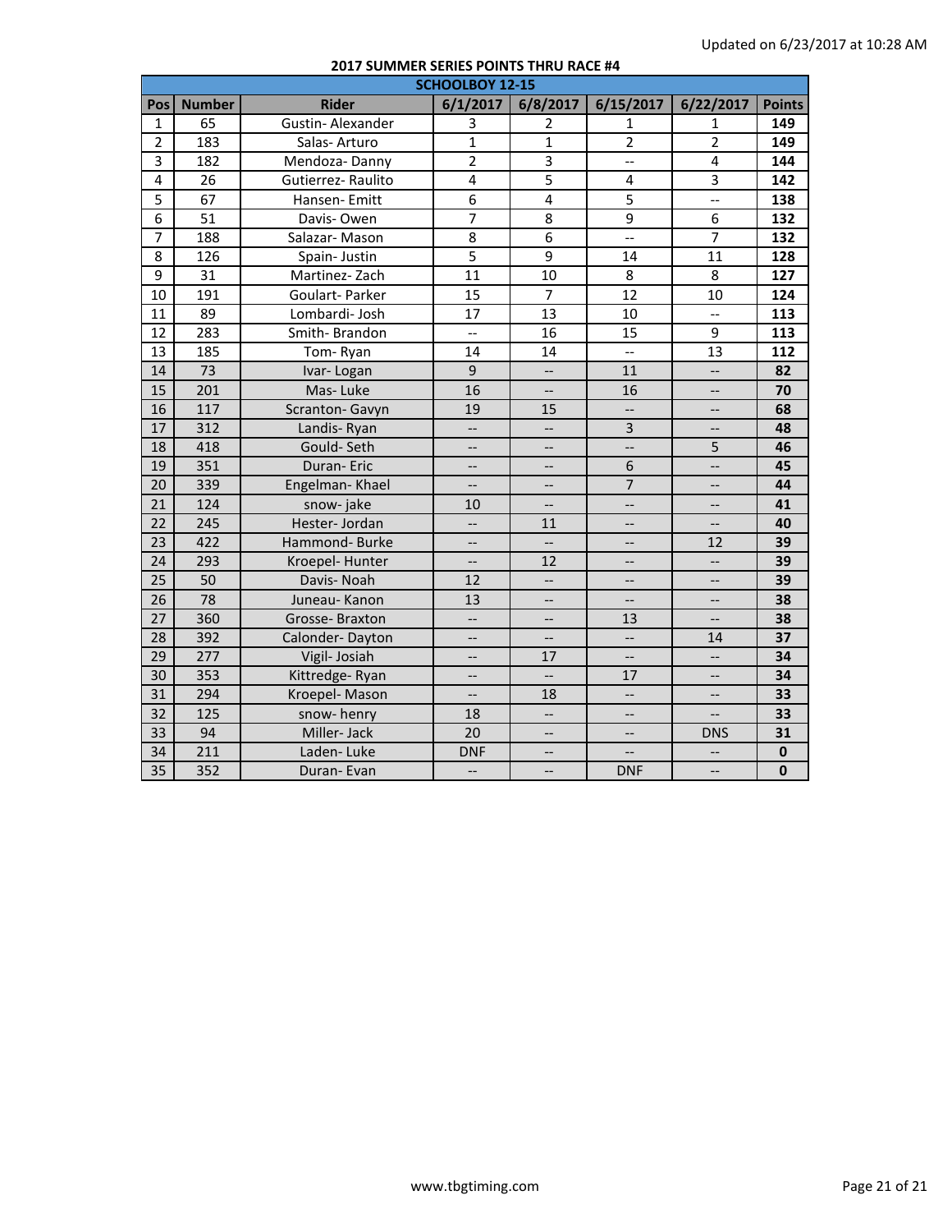Updated on 6/23/2017 at 10:28 AM

**2017 SUMMER SERIES POINTS THRU RACE #4**

| SCHOOLBOY 12-15 | | | | | | | |
|---|---|---|---|---|---|---|---|
| Pos | Number | Rider | 6/1/2017 | 6/8/2017 | 6/15/2017 | 6/22/2017 | Points |
| 1 | 65 | Gustin- Alexander | 3 | 2 | 1 | 1 | **149** |
| 2 | 183 | Salas- Arturo | 1 | 1 | 2 | 2 | **149** |
| 3 | 182 | Mendoza- Danny | 2 | 3 | -- | 4 | **144** |
| 4 | 26 | Gutierrez- Raulito | 4 | 5 | 4 | 3 | **142** |
| 5 | 67 | Hansen- Emitt | 6 | 4 | 5 | -- | **138** |
| 6 | 51 | Davis- Owen | 7 | 8 | 9 | 6 | **132** |
| 7 | 188 | Salazar- Mason | 8 | 6 | -- | 7 | **132** |
| 8 | 126 | Spain- Justin | 5 | 9 | 14 | 11 | **128** |
| 9 | 31 | Martinez- Zach | 11 | 10 | 8 | 8 | **127** |
| 10 | 191 | Goulart- Parker | 15 | 7 | 12 | 10 | **124** |
| 11 | 89 | Lombardi- Josh | 17 | 13 | 10 | -- | **113** |
| 12 | 283 | Smith- Brandon | -- | 16 | 15 | 9 | **113** |
| 13 | 185 | Tom- Ryan | 14 | 14 | -- | 13 | **112** |
| 14 | 73 | Ivar- Logan | 9 | -- | 11 | -- | **82** |
| 15 | 201 | Mas- Luke | 16 | -- | 16 | -- | **70** |
| 16 | 117 | Scranton- Gavyn | 19 | 15 | -- | -- | **68** |
| 17 | 312 | Landis- Ryan | -- | -- | 3 | -- | **48** |
| 18 | 418 | Gould- Seth | -- | -- | -- | 5 | **46** |
| 19 | 351 | Duran- Eric | -- | -- | 6 | -- | **45** |
| 20 | 339 | Engelman- Khael | -- | -- | 7 | -- | **44** |
| 21 | 124 | snow- jake | 10 | -- | -- | -- | **41** |
| 22 | 245 | Hester- Jordan | -- | 11 | -- | -- | **40** |
| 23 | 422 | Hammond- Burke | -- | -- | -- | 12 | **39** |
| 24 | 293 | Kroepel- Hunter | -- | 12 | -- | -- | **39** |
| 25 | 50 | Davis- Noah | 12 | -- | -- | -- | **39** |
| 26 | 78 | Juneau- Kanon | 13 | -- | -- | -- | **38** |
| 27 | 360 | Grosse- Braxton | -- | -- | 13 | -- | **38** |
| 28 | 392 | Calonder- Dayton | -- | -- | -- | 14 | **37** |
| 29 | 277 | Vigil- Josiah | -- | 17 | -- | -- | **34** |
| 30 | 353 | Kittredge- Ryan | -- | -- | 17 | -- | **34** |
| 31 | 294 | Kroepel- Mason | -- | 18 | -- | -- | **33** |
| 32 | 125 | snow- henry | 18 | -- | -- | -- | **33** |
| 33 | 94 | Miller- Jack | 20 | -- | -- | DNS | **31** |
| 34 | 211 | Laden- Luke | DNF | -- | -- | -- | **0** |
| 35 | 352 | Duran- Evan | -- | -- | DNF | -- | **0** |

www.tbgtiming.com